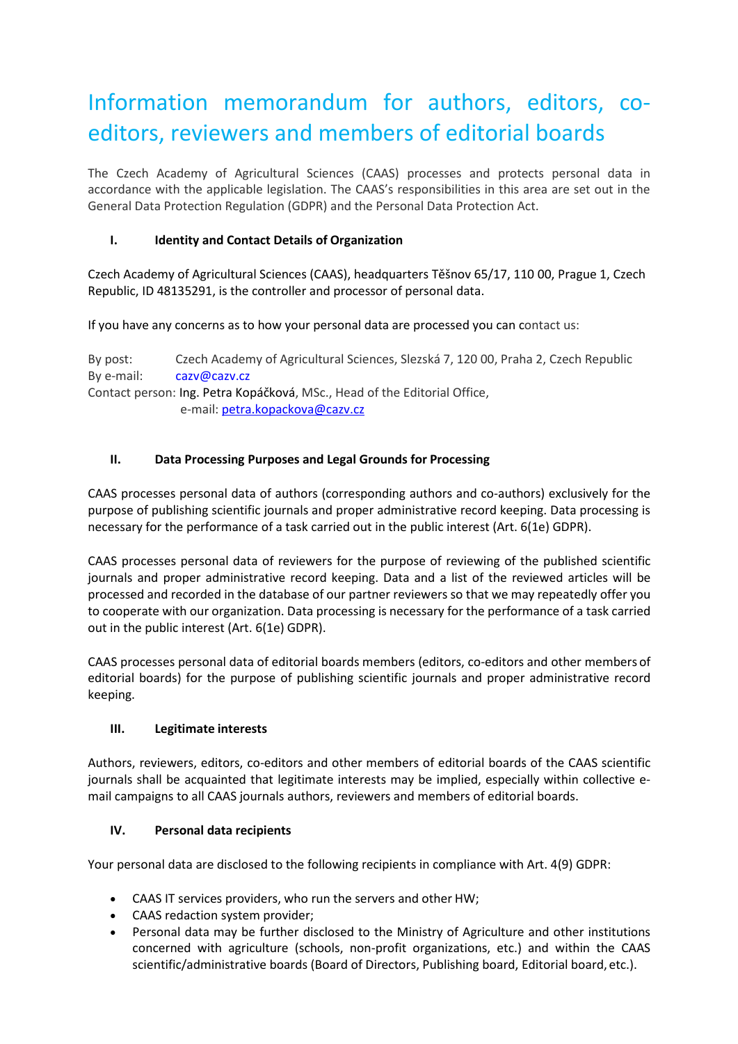# Information memorandum for authors, editors, co-editors, reviewers and members of editorial boards

The Czech Academy of Agricultural Sciences (CAAS) processes and protects personal data in accordance with the applicable legislation. The CAAS's responsibilities in this area are set out in the General Data Protection Regulation (GDPR) and the Personal Data Protection Act.

## I. Identity and Contact Details of Organization

Czech Academy of Agricultural Sciences (CAAS), headquarters Těšnov 65/17, 110 00, Prague 1, Czech Republic, ID 48135291, is the controller and processor of personal data.

If you have any concerns as to how your personal data are processed you can contact us:

By post: Czech Academy of Agricultural Sciences, Slezská 7, 120 00, Praha 2, Czech Republic
By e-mail: cazv@cazv.cz
Contact person: Ing. Petra Kopáčková, MSc., Head of the Editorial Office,
e-mail: petra.kopackova@cazv.cz

## II. Data Processing Purposes and Legal Grounds for Processing

CAAS processes personal data of authors (corresponding authors and co-authors) exclusively for the purpose of publishing scientific journals and proper administrative record keeping. Data processing is necessary for the performance of a task carried out in the public interest (Art. 6(1e) GDPR).

CAAS processes personal data of reviewers for the purpose of reviewing of the published scientific journals and proper administrative record keeping. Data and a list of the reviewed articles will be processed and recorded in the database of our partner reviewers so that we may repeatedly offer you to cooperate with our organization. Data processing is necessary for the performance of a task carried out in the public interest (Art. 6(1e) GDPR).

CAAS processes personal data of editorial boards members (editors, co-editors and other members of editorial boards) for the purpose of publishing scientific journals and proper administrative record keeping.

## III. Legitimate interests

Authors, reviewers, editors, co-editors and other members of editorial boards of the CAAS scientific journals shall be acquainted that legitimate interests may be implied, especially within collective e-mail campaigns to all CAAS journals authors, reviewers and members of editorial boards.

## IV. Personal data recipients

Your personal data are disclosed to the following recipients in compliance with Art. 4(9) GDPR:

- CAAS IT services providers, who run the servers and other HW;
- CAAS redaction system provider;
- Personal data may be further disclosed to the Ministry of Agriculture and other institutions concerned with agriculture (schools, non-profit organizations, etc.) and within the CAAS scientific/administrative boards (Board of Directors, Publishing board, Editorial board, etc.).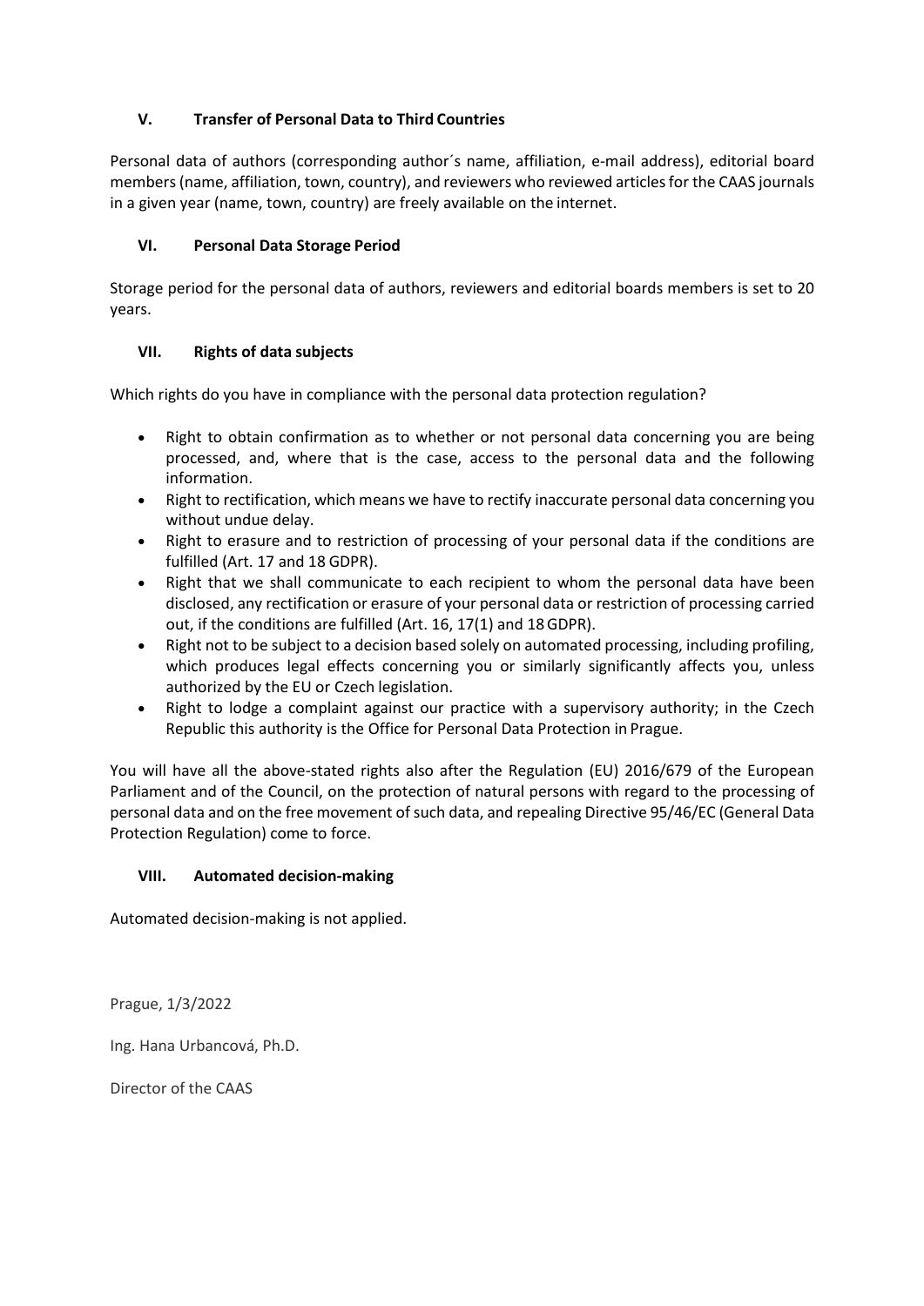## V. Transfer of Personal Data to Third Countries

Personal data of authors (corresponding author´s name, affiliation, e-mail address), editorial board members (name, affiliation, town, country), and reviewers who reviewed articles for the CAAS journals in a given year (name, town, country) are freely available on the internet.

## VI. Personal Data Storage Period

Storage period for the personal data of authors, reviewers and editorial boards members is set to 20 years.

## VII. Rights of data subjects

Which rights do you have in compliance with the personal data protection regulation?

- Right to obtain confirmation as to whether or not personal data concerning you are being processed, and, where that is the case, access to the personal data and the following information.
- Right to rectification, which means we have to rectify inaccurate personal data concerning you without undue delay.
- Right to erasure and to restriction of processing of your personal data if the conditions are fulfilled (Art. 17 and 18 GDPR).
- Right that we shall communicate to each recipient to whom the personal data have been disclosed, any rectification or erasure of your personal data or restriction of processing carried out, if the conditions are fulfilled (Art. 16, 17(1) and 18 GDPR).
- Right not to be subject to a decision based solely on automated processing, including profiling, which produces legal effects concerning you or similarly significantly affects you, unless authorized by the EU or Czech legislation.
- Right to lodge a complaint against our practice with a supervisory authority; in the Czech Republic this authority is the Office for Personal Data Protection in Prague.

You will have all the above-stated rights also after the Regulation (EU) 2016/679 of the European Parliament and of the Council, on the protection of natural persons with regard to the processing of personal data and on the free movement of such data, and repealing Directive 95/46/EC (General Data Protection Regulation) come to force.

## VIII. Automated decision-making

Automated decision-making is not applied.

Prague, 1/3/2022

Ing. Hana Urbancová, Ph.D.

Director of the CAAS